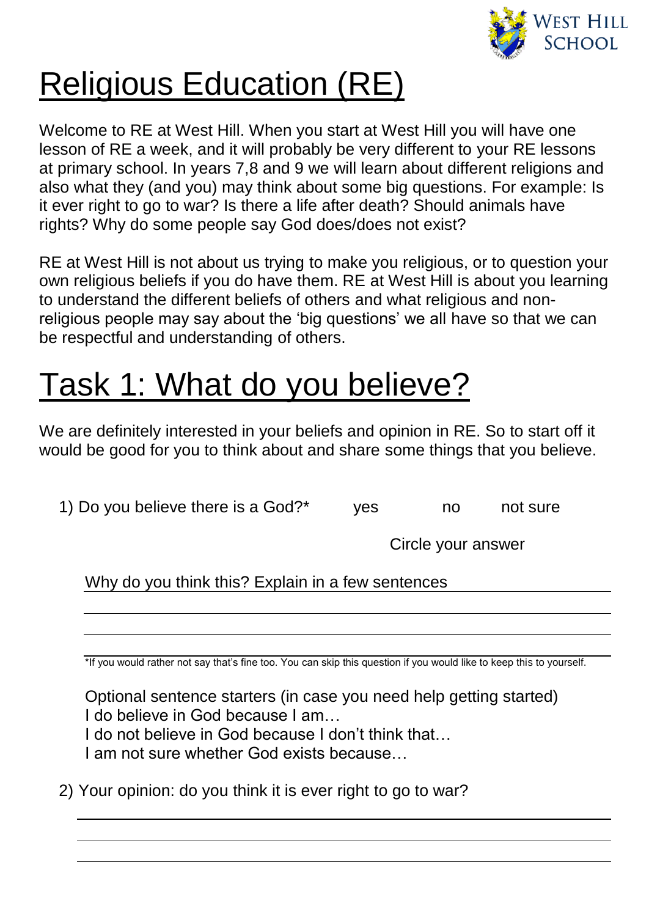West Hill School

# Religious Education (RE)

Welcome to RE at West Hill. When you start at West Hill you will have one lesson of RE a week, and it will probably be very different to your RE lessons at primary school. In years 7,8 and 9 we will learn about different religions and also what they (and you) may think about some big questions. For example: Is it ever right to go to war? Is there a life after death? Should animals have rights? Why do some people say God does/does not exist?

RE at West Hill is not about us trying to make you religious, or to question your own religious beliefs if you do have them. RE at West Hill is about you learning to understand the different beliefs of others and what religious and non-religious people may say about the 'big questions' we all have so that we can be respectful and understanding of others.

# Task 1: What do you believe?

We are definitely interested in your beliefs and opinion in RE. So to start off it would be good for you to think about and share some things that you believe.

1) Do you believe there is a God?* yes no not sure

Circle your answer

Why do you think this? Explain in a few sentences

______________________________________________

______________________________________________

______________________________________________

*If you would rather not say that's fine too. You can skip this question if you would like to keep this to yourself.

Optional sentence starters (in case you need help getting started)
I do believe in God because I am…
I do not believe in God because I don't think that…
I am not sure whether God exists because…

2) Your opinion: do you think it is ever right to go to war?

______________________________________________

______________________________________________

______________________________________________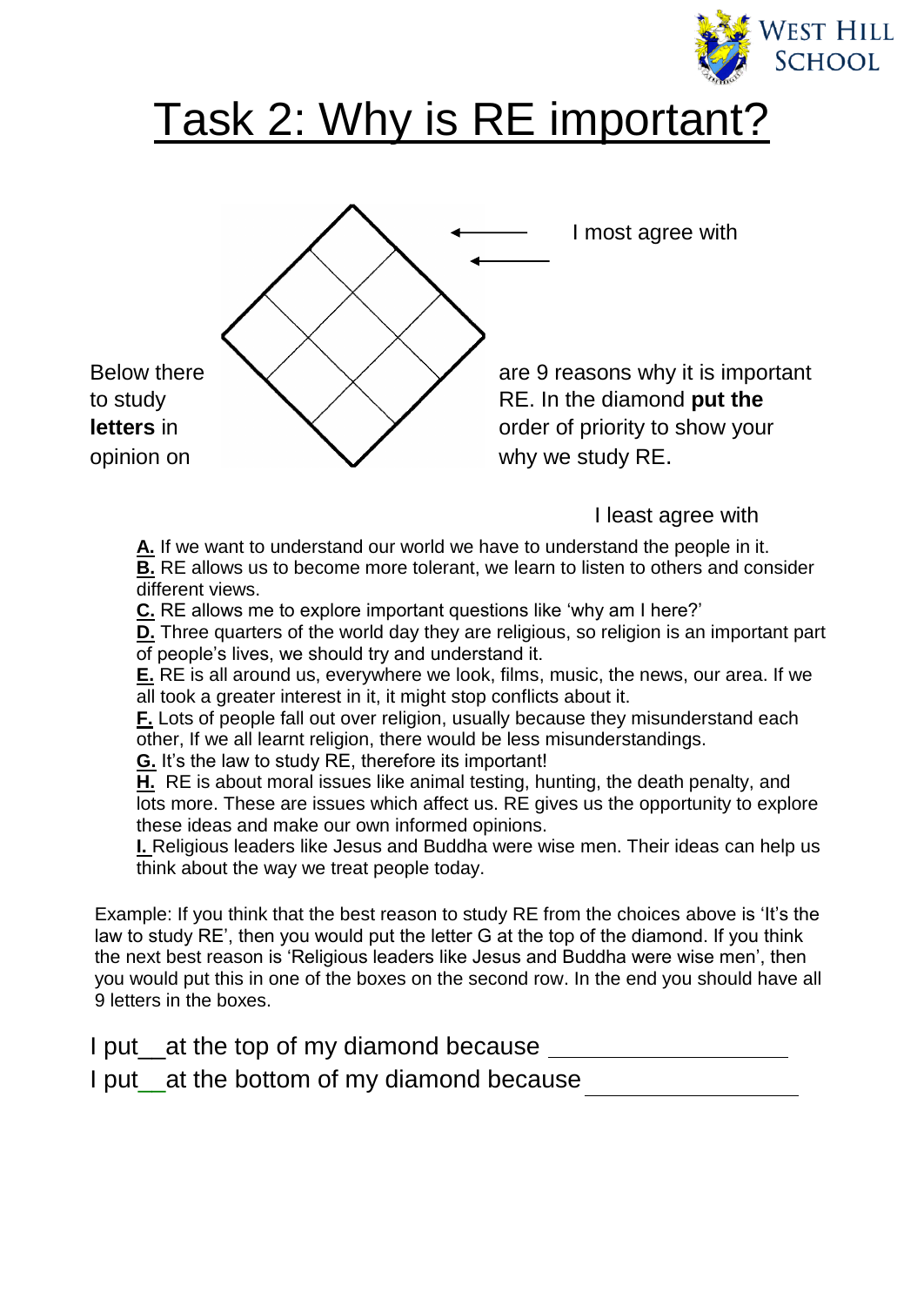# Task 2: Why is RE important?

I most agree with

Below there are 9 reasons why it is important to study RE. In the diamond **put the letters** in order of priority to show your opinion on why we study RE.

I least agree with

**A.** If we want to understand our world we have to understand the people in it.
**B.** RE allows us to become more tolerant, we learn to listen to others and consider different views.
**C.** RE allows me to explore important questions like 'why am I here?'
**D.** Three quarters of the world day they are religious, so religion is an important part of people's lives, we should try and understand it.
**E.** RE is all around us, everywhere we look, films, music, the news, our area. If we all took a greater interest in it, it might stop conflicts about it.
**F.** Lots of people fall out over religion, usually because they misunderstand each other, If we all learnt religion, there would be less misunderstandings.
**G.** It's the law to study RE, therefore its important!
**H.** RE is about moral issues like animal testing, hunting, the death penalty, and lots more. These are issues which affect us. RE gives us the opportunity to explore these ideas and make our own informed opinions.
**I.** Religious leaders like Jesus and Buddha were wise men. Their ideas can help us think about the way we treat people today.

Example: If you think that the best reason to study RE from the choices above is 'It's the law to study RE', then you would put the letter G at the top of the diamond. If you think the next best reason is 'Religious leaders like Jesus and Buddha were wise men', then you would put this in one of the boxes on the second row. In the end you should have all 9 letters in the boxes.

I put__at the top of my diamond because ____________________

I put__at the bottom of my diamond because ____________________